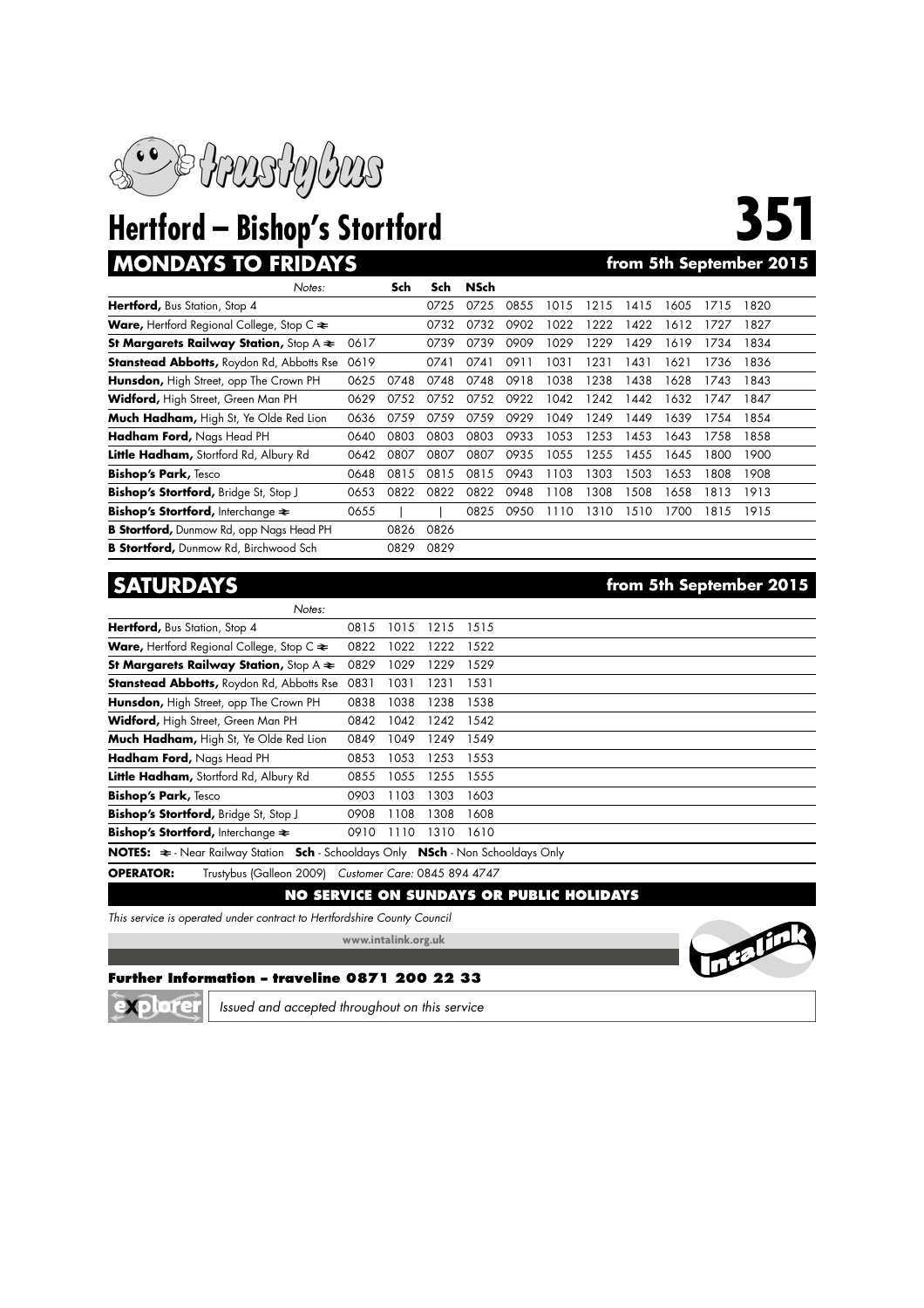trustybus

# Hertford – Bishop's Stortford

# 351

## MONDAYS TO FRIDAYS

**from 5th September 2015**

| *Notes:* | | Sch | Sch | NSch | | | | | | | |
|---|---|---|---|---|---|---|---|---|---|---|---|
| **Hertford,** Bus Station, Stop 4 | | | 0725 | 0725 | 0855 | 1015 | 1215 | 1415 | 1605 | 1715 | 1820 |
| **Ware,** Hertford Regional College, Stop C ≹ | | | 0732 | 0732 | 0902 | 1022 | 1222 | 1422 | 1612 | 1727 | 1827 |
| **St Margarets Railway Station,** Stop A ≹ | 0617 | | 0739 | 0739 | 0909 | 1029 | 1229 | 1429 | 1619 | 1734 | 1834 |
| **Stanstead Abbotts,** Roydon Rd, Abbotts Rse | 0619 | | 0741 | 0741 | 0911 | 1031 | 1231 | 1431 | 1621 | 1736 | 1836 |
| **Hunsdon,** High Street, opp The Crown PH | 0625 | 0748 | 0748 | 0748 | 0918 | 1038 | 1238 | 1438 | 1628 | 1743 | 1843 |
| **Widford,** High Street, Green Man PH | 0629 | 0752 | 0752 | 0752 | 0922 | 1042 | 1242 | 1442 | 1632 | 1747 | 1847 |
| **Much Hadham,** High St, Ye Olde Red Lion | 0636 | 0759 | 0759 | 0759 | 0929 | 1049 | 1249 | 1449 | 1639 | 1754 | 1854 |
| **Hadham Ford,** Nags Head PH | 0640 | 0803 | 0803 | 0803 | 0933 | 1053 | 1253 | 1453 | 1643 | 1758 | 1858 |
| **Little Hadham,** Stortford Rd, Albury Rd | 0642 | 0807 | 0807 | 0807 | 0935 | 1055 | 1255 | 1455 | 1645 | 1800 | 1900 |
| **Bishop's Park,** Tesco | 0648 | 0815 | 0815 | 0815 | 0943 | 1103 | 1303 | 1503 | 1653 | 1808 | 1908 |
| **Bishop's Stortford,** Bridge St, Stop J | 0653 | 0822 | 0822 | 0822 | 0948 | 1108 | 1308 | 1508 | 1658 | 1813 | 1913 |
| **Bishop's Stortford,** Interchange ≹ | 0655 | \| | \| | 0825 | 0950 | 1110 | 1310 | 1510 | 1700 | 1815 | 1915 |
| **B Stortford,** Dunmow Rd, opp Nags Head PH | | 0826 | 0826 | | | | | | | | |
| **B Stortford,** Dunmow Rd, Birchwood Sch | | 0829 | 0829 | | | | | | | | |

## SATURDAYS

**from 5th September 2015**

| *Notes:* | | | | |
|---|---|---|---|---|
| **Hertford,** Bus Station, Stop 4 | 0815 | 1015 | 1215 | 1515 |
| **Ware,** Hertford Regional College, Stop C ≹ | 0822 | 1022 | 1222 | 1522 |
| **St Margarets Railway Station,** Stop A ≹ | 0829 | 1029 | 1229 | 1529 |
| **Stanstead Abbotts,** Roydon Rd, Abbotts Rse | 0831 | 1031 | 1231 | 1531 |
| **Hunsdon,** High Street, opp The Crown PH | 0838 | 1038 | 1238 | 1538 |
| **Widford,** High Street, Green Man PH | 0842 | 1042 | 1242 | 1542 |
| **Much Hadham,** High St, Ye Olde Red Lion | 0849 | 1049 | 1249 | 1549 |
| **Hadham Ford,** Nags Head PH | 0853 | 1053 | 1253 | 1553 |
| **Little Hadham,** Stortford Rd, Albury Rd | 0855 | 1055 | 1255 | 1555 |
| **Bishop's Park,** Tesco | 0903 | 1103 | 1303 | 1603 |
| **Bishop's Stortford,** Bridge St, Stop J | 0908 | 1108 | 1308 | 1608 |
| **Bishop's Stortford,** Interchange ≹ | 0910 | 1110 | 1310 | 1610 |

**NOTES:** ≹ - Near Railway Station **Sch** - Schooldays Only **NSch** - Non Schooldays Only

**OPERATOR:** Trustybus (Galleon 2009) *Customer Care: 0845 894 4747*

**NO SERVICE ON SUNDAYS OR PUBLIC HOLIDAYS**

*This service is operated under contract to Hertfordshire County Council*

**www.intalink.org.uk**

Intalink

**Further Information – traveline 0871 200 22 33**

explorer *Issued and accepted throughout on this service*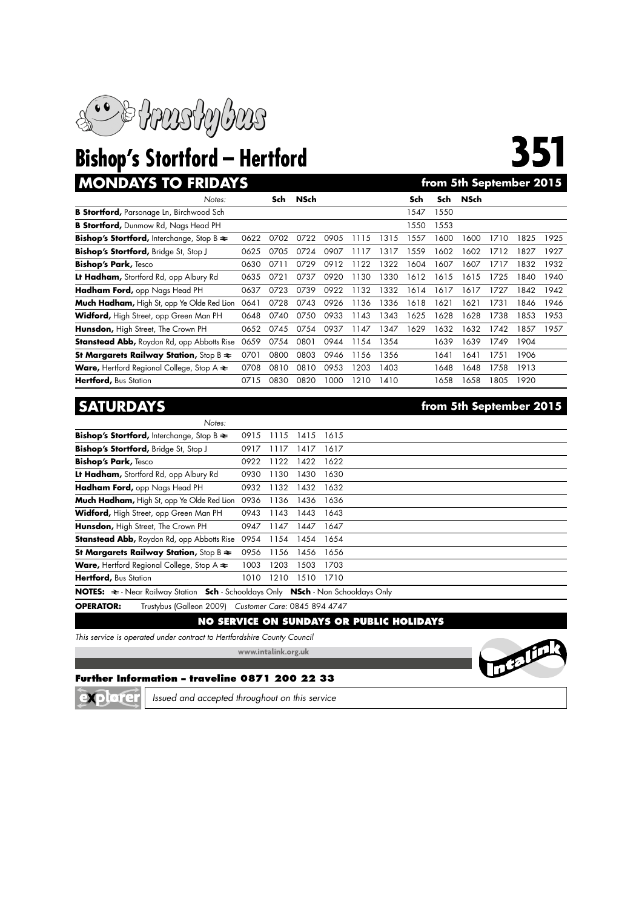# trustybus

# Bishop's Stortford – Hertford

# 351

## MONDAYS TO FRIDAYS

**from 5th September 2015**

| *Notes:* | | Sch | NSch | | | | Sch | Sch | NSch | | | |
|---|---|---|---|---|---|---|---|---|---|---|---|---|
| **B Stortford,** Parsonage Ln, Birchwood Sch | | | | | | | 1547 | 1550 | | | | |
| **B Stortford,** Dunmow Rd, Nags Head PH | | | | | | | 1550 | 1553 | | | | |
| **Bishop's Stortford,** Interchange, Stop B ⇌ | 0622 | 0702 | 0722 | 0905 | 1115 | 1315 | 1557 | 1600 | 1600 | 1710 | 1825 | 1925 |
| **Bishop's Stortford,** Bridge St, Stop J | 0625 | 0705 | 0724 | 0907 | 1117 | 1317 | 1559 | 1602 | 1602 | 1712 | 1827 | 1927 |
| **Bishop's Park,** Tesco | 0630 | 0711 | 0729 | 0912 | 1122 | 1322 | 1604 | 1607 | 1607 | 1717 | 1832 | 1932 |
| **Lt Hadham,** Stortford Rd, opp Albury Rd | 0635 | 0721 | 0737 | 0920 | 1130 | 1330 | 1612 | 1615 | 1615 | 1725 | 1840 | 1940 |
| **Hadham Ford,** opp Nags Head PH | 0637 | 0723 | 0739 | 0922 | 1132 | 1332 | 1614 | 1617 | 1617 | 1727 | 1842 | 1942 |
| **Much Hadham,** High St, opp Ye Olde Red Lion | 0641 | 0728 | 0743 | 0926 | 1136 | 1336 | 1618 | 1621 | 1621 | 1731 | 1846 | 1946 |
| **Widford,** High Street, opp Green Man PH | 0648 | 0740 | 0750 | 0933 | 1143 | 1343 | 1625 | 1628 | 1628 | 1738 | 1853 | 1953 |
| **Hunsdon,** High Street, The Crown PH | 0652 | 0745 | 0754 | 0937 | 1147 | 1347 | 1629 | 1632 | 1632 | 1742 | 1857 | 1957 |
| **Stanstead Abb,** Roydon Rd, opp Abbotts Rise | 0659 | 0754 | 0801 | 0944 | 1154 | 1354 | | 1639 | 1639 | 1749 | 1904 | |
| **St Margarets Railway Station,** Stop B ⇌ | 0701 | 0800 | 0803 | 0946 | 1156 | 1356 | | 1641 | 1641 | 1751 | 1906 | |
| **Ware,** Hertford Regional College, Stop A ⇌ | 0708 | 0810 | 0810 | 0953 | 1203 | 1403 | | 1648 | 1648 | 1758 | 1913 | |
| **Hertford,** Bus Station | 0715 | 0830 | 0820 | 1000 | 1210 | 1410 | | 1658 | 1658 | 1805 | 1920 | |

## SATURDAYS

**from 5th September 2015**

| *Notes:* | | | | |
|---|---|---|---|---|
| **Bishop's Stortford,** Interchange, Stop B ⇌ | 0915 | 1115 | 1415 | 1615 |
| **Bishop's Stortford,** Bridge St, Stop J | 0917 | 1117 | 1417 | 1617 |
| **Bishop's Park,** Tesco | 0922 | 1122 | 1422 | 1622 |
| **Lt Hadham,** Stortford Rd, opp Albury Rd | 0930 | 1130 | 1430 | 1630 |
| **Hadham Ford,** opp Nags Head PH | 0932 | 1132 | 1432 | 1632 |
| **Much Hadham,** High St, opp Ye Olde Red Lion | 0936 | 1136 | 1436 | 1636 |
| **Widford,** High Street, opp Green Man PH | 0943 | 1143 | 1443 | 1643 |
| **Hunsdon,** High Street, The Crown PH | 0947 | 1147 | 1447 | 1647 |
| **Stanstead Abb,** Roydon Rd, opp Abbotts Rise | 0954 | 1154 | 1454 | 1654 |
| **St Margarets Railway Station,** Stop B ⇌ | 0956 | 1156 | 1456 | 1656 |
| **Ware,** Hertford Regional College, Stop A ⇌ | 1003 | 1203 | 1503 | 1703 |
| **Hertford,** Bus Station | 1010 | 1210 | 1510 | 1710 |

**NOTES:** ⇌ - Near Railway Station **Sch** - Schooldays Only **NSch** - Non Schooldays Only

**OPERATOR:** Trustybus (Galleon 2009) *Customer Care: 0845 894 4747*

**NO SERVICE ON SUNDAYS OR PUBLIC HOLIDAYS**

*This service is operated under contract to Hertfordshire County Council*

www.intalink.org.uk

Intalink

**Further Information – traveline 0871 200 22 33**

explorer *Issued and accepted throughout on this service*